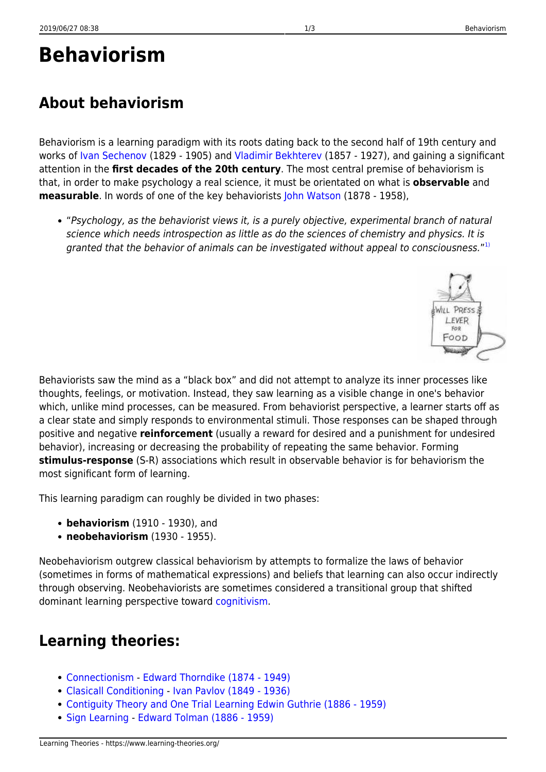# Behaviorism

## About behaviorism

Behaviorism is a learning paradigm with its roots dating back to the second half of 19th century and works of Ivan Sechenov (1829 - 1905) and Vladimir Bekhterev (1857 - 1927), and gaining a significant attention in the **first decades of the 20th century**. The most central premise of behaviorism is that, in order to make psychology a real science, it must be orientated on what is **observable** and **measurable**. In words of one of the key behaviorists John Watson (1878 - 1958),

- "*Psychology, as the behaviorist views it, is a purely objective, experimental branch of natural science which needs introspection as little as do the sciences of chemistry and physics. It is granted that the behavior of animals can be investigated without appeal to consciousness.*"[1]

Behaviorists saw the mind as a "black box" and did not attempt to analyze its inner processes like thoughts, feelings, or motivation. Instead, they saw learning as a visible change in one's behavior which, unlike mind processes, can be measured. From behaviorist perspective, a learner starts off as a clear state and simply responds to environmental stimuli. Those responses can be shaped through positive and negative **reinforcement** (usually a reward for desired and a punishment for undesired behavior), increasing or decreasing the probability of repeating the same behavior. Forming **stimulus-response** (S-R) associations which result in observable behavior is for behaviorism the most significant form of learning.

This learning paradigm can roughly be divided in two phases:

- **behaviorism** (1910 - 1930), and
- **neobehaviorism** (1930 - 1955).

Neobehaviorism outgrew classical behaviorism by attempts to formalize the laws of behavior (sometimes in forms of mathematical expressions) and beliefs that learning can also occur indirectly through observing. Neobehaviorists are sometimes considered a transitional group that shifted dominant learning perspective toward cognitivism.

## Learning theories:

- Connectionism - Edward Thorndike (1874 - 1949)
- Clasicall Conditioning - Ivan Pavlov (1849 - 1936)
- Contiguity Theory and One Trial Learning Edwin Guthrie (1886 - 1959)
- Sign Learning - Edward Tolman (1886 - 1959)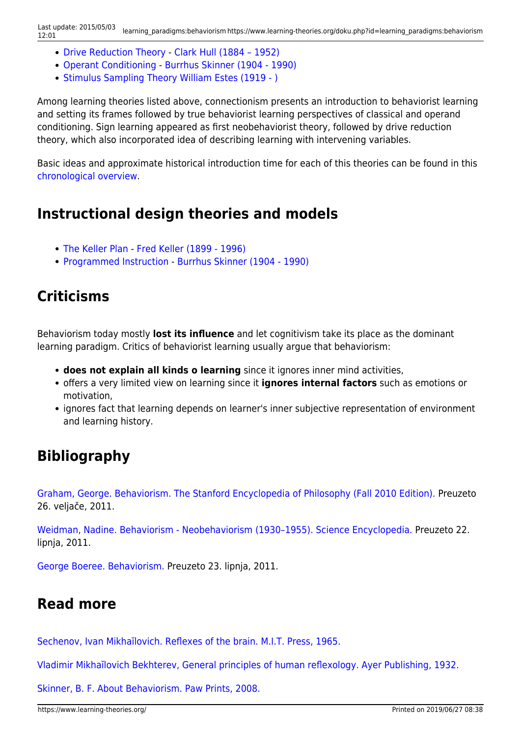- Drive Reduction Theory - Clark Hull (1884 – 1952)
- Operant Conditioning - Burrhus Skinner (1904 - 1990)
- Stimulus Sampling Theory William Estes (1919 - )

Among learning theories listed above, connectionism presents an introduction to behaviorist learning and setting its frames followed by true behaviorist learning perspectives of classical and operand conditioning. Sign learning appeared as first neobehaviorist theory, followed by drive reduction theory, which also incorporated idea of describing learning with intervening variables.

Basic ideas and approximate historical introduction time for each of this theories can be found in this chronological overview.

## Instructional design theories and models

- The Keller Plan - Fred Keller (1899 - 1996)
- Programmed Instruction - Burrhus Skinner (1904 - 1990)

## Criticisms

Behaviorism today mostly **lost its influence** and let cognitivism take its place as the dominant learning paradigm. Critics of behaviorist learning usually argue that behaviorism:

- **does not explain all kinds o learning** since it ignores inner mind activities,
- offers a very limited view on learning since it **ignores internal factors** such as emotions or motivation,
- ignores fact that learning depends on learner's inner subjective representation of environment and learning history.

## Bibliography

Graham, George. Behaviorism. The Stanford Encyclopedia of Philosophy (Fall 2010 Edition). Preuzeto 26. veljače, 2011.

Weidman, Nadine. Behaviorism - Neobehaviorism (1930–1955). Science Encyclopedia. Preuzeto 22. lipnja, 2011.

George Boeree. Behaviorism. Preuzeto 23. lipnja, 2011.

## Read more

Sechenov, Ivan Mikhaĭlovich. Reflexes of the brain. M.I.T. Press, 1965.

Vladimir Mikhaĭlovich Bekhterev, General principles of human reflexology. Ayer Publishing, 1932.

Skinner, B. F. About Behaviorism. Paw Prints, 2008.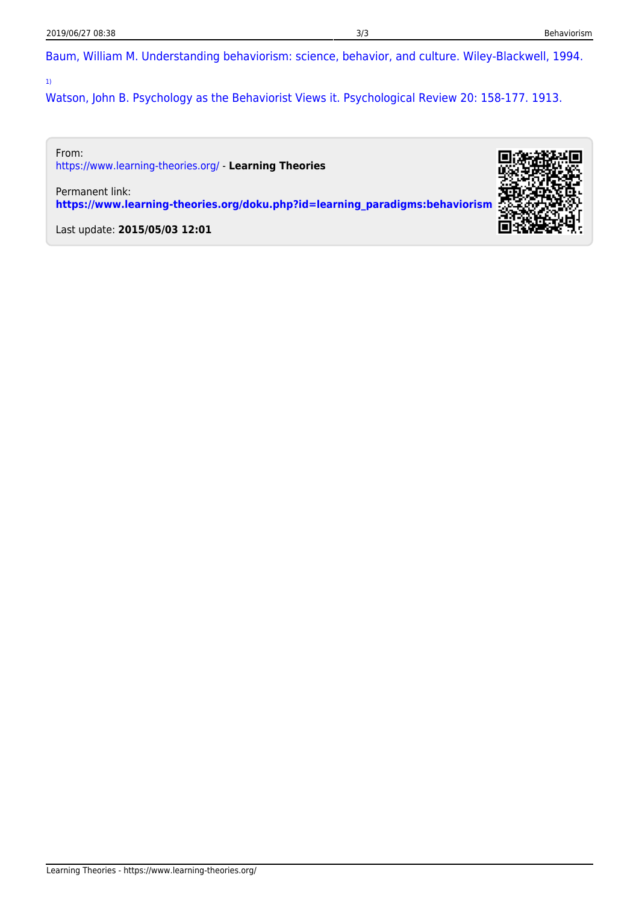Baum, William M. Understanding behaviorism: science, behavior, and culture. Wiley-Blackwell, 1994.

[1]

Watson, John B. Psychology as the Behaviorist Views it. Psychological Review 20: 158-177. 1913.

From:
https://www.learning-theories.org/ - **Learning Theories**

Permanent link:
**https://www.learning-theories.org/doku.php?id=learning_paradigms:behaviorism**

Last update: **2015/05/03 12:01**